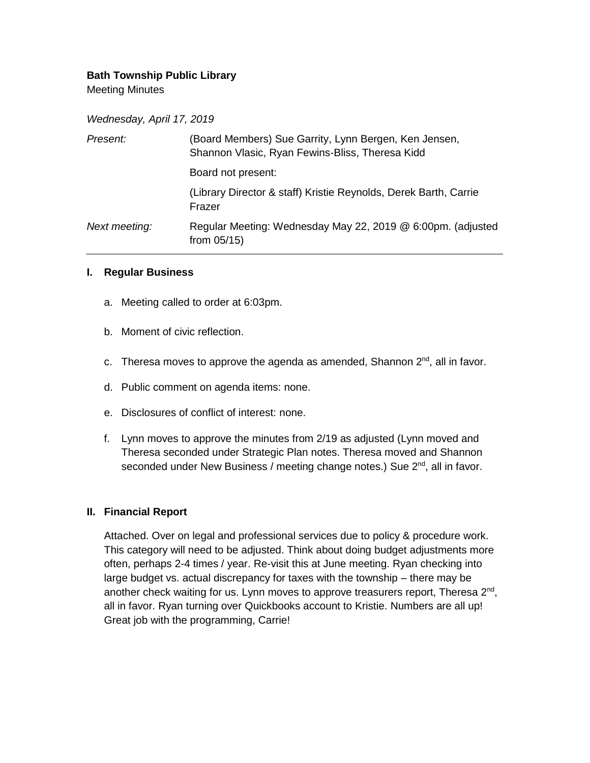**Bath Township Public Library**

Meeting Minutes

*Wednesday, April 17, 2019*

| | |
|---|---|
| *Present:* | (Board Members) Sue Garrity, Lynn Bergen, Ken Jensen, Shannon Vlasic, Ryan Fewins-Bliss, Theresa Kidd |
| | Board not present: |
| | (Library Director & staff) Kristie Reynolds, Derek Barth, Carrie Frazer |
| *Next meeting:* | Regular Meeting: Wednesday May 22, 2019 @ 6:00pm. (adjusted from 05/15) |

---

## I. Regular Business

a. Meeting called to order at 6:03pm.

b. Moment of civic reflection.

c. Theresa moves to approve the agenda as amended, Shannon 2nd, all in favor.

d. Public comment on agenda items: none.

e. Disclosures of conflict of interest: none.

f. Lynn moves to approve the minutes from 2/19 as adjusted (Lynn moved and Theresa seconded under Strategic Plan notes. Theresa moved and Shannon seconded under New Business / meeting change notes.) Sue 2nd, all in favor.

## II. Financial Report

Attached. Over on legal and professional services due to policy & procedure work. This category will need to be adjusted. Think about doing budget adjustments more often, perhaps 2-4 times / year. Re-visit this at June meeting. Ryan checking into large budget vs. actual discrepancy for taxes with the township – there may be another check waiting for us. Lynn moves to approve treasurers report, Theresa 2nd, all in favor. Ryan turning over Quickbooks account to Kristie. Numbers are all up! Great job with the programming, Carrie!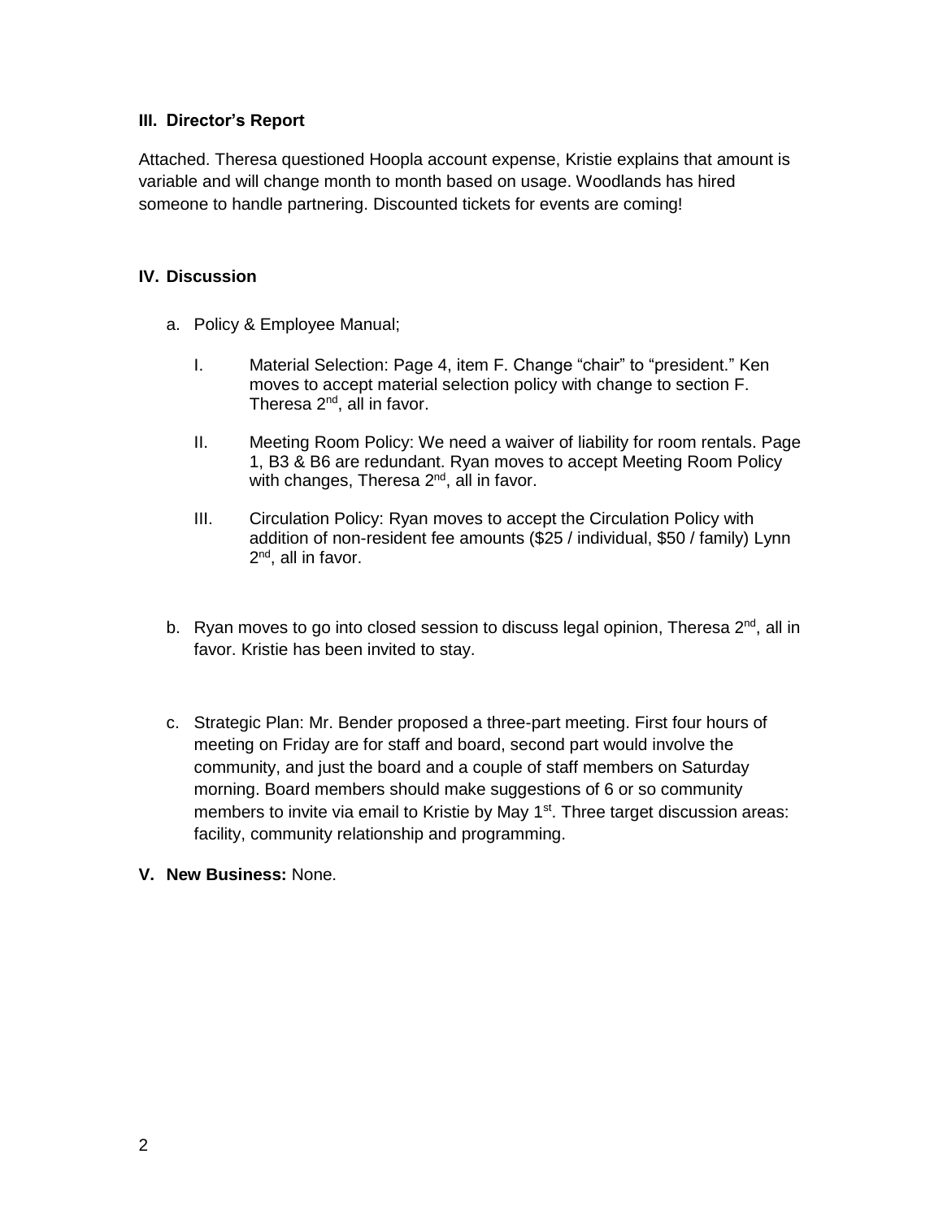### III. Director's Report

Attached. Theresa questioned Hoopla account expense, Kristie explains that amount is variable and will change month to month based on usage. Woodlands has hired someone to handle partnering. Discounted tickets for events are coming!

### IV. Discussion

a. Policy & Employee Manual;

   I. Material Selection: Page 4, item F. Change "chair" to "president." Ken moves to accept material selection policy with change to section F. Theresa 2nd, all in favor.

   II. Meeting Room Policy: We need a waiver of liability for room rentals. Page 1, B3 & B6 are redundant. Ryan moves to accept Meeting Room Policy with changes, Theresa 2nd, all in favor.

   III. Circulation Policy: Ryan moves to accept the Circulation Policy with addition of non-resident fee amounts ($25 / individual, $50 / family) Lynn 2nd, all in favor.

b. Ryan moves to go into closed session to discuss legal opinion, Theresa 2nd, all in favor. Kristie has been invited to stay.

c. Strategic Plan: Mr. Bender proposed a three-part meeting. First four hours of meeting on Friday are for staff and board, second part would involve the community, and just the board and a couple of staff members on Saturday morning. Board members should make suggestions of 6 or so community members to invite via email to Kristie by May 1st. Three target discussion areas: facility, community relationship and programming.

### V. New Business: None.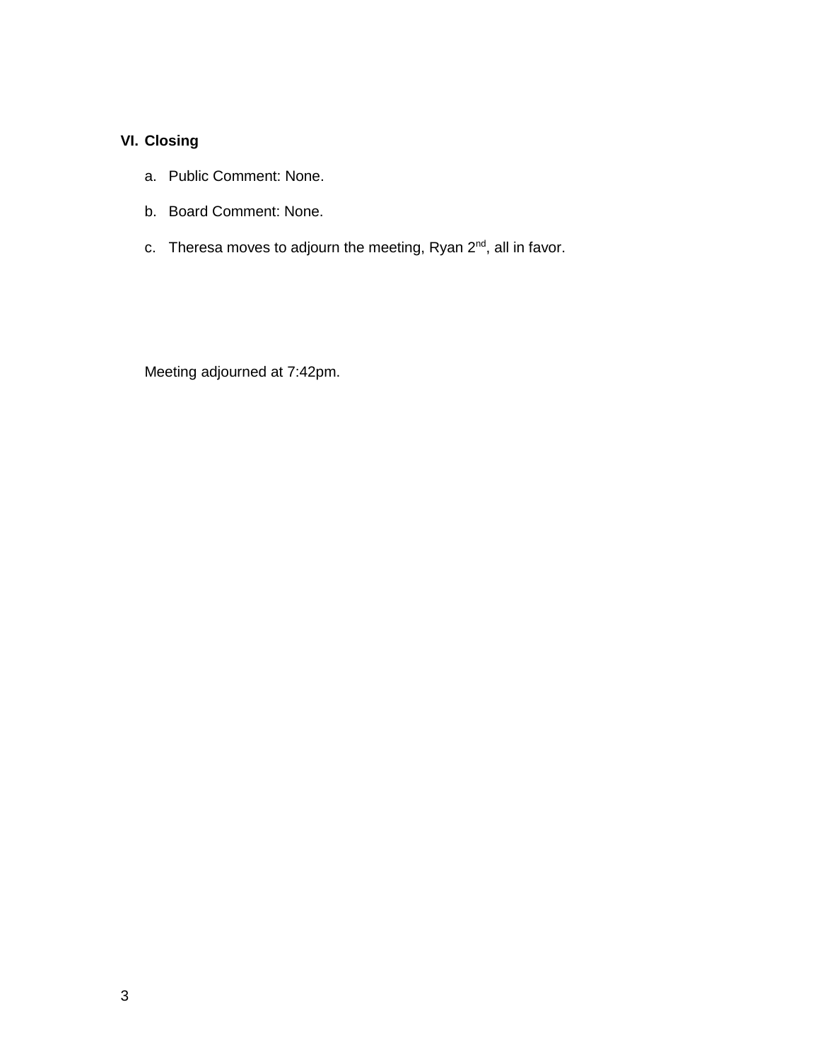## VI. Closing

a. Public Comment: None.

b. Board Comment: None.

c. Theresa moves to adjourn the meeting, Ryan 2nd, all in favor.

Meeting adjourned at 7:42pm.